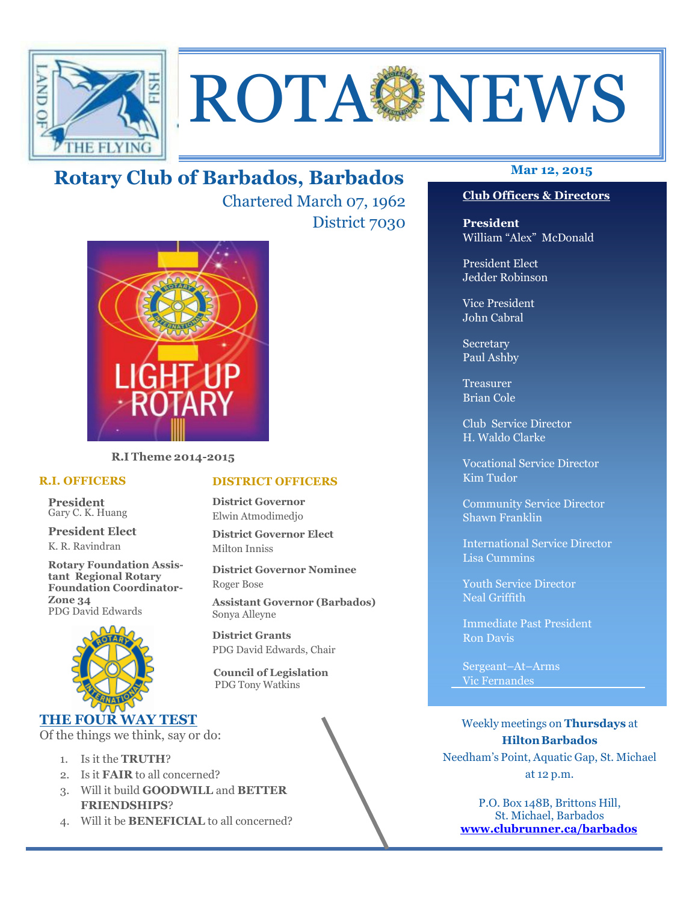# ROTA NEWS

## Rotary Club of Barbados, Barbados

Chartered March 07, 1962

District 7030

**R.I Theme 2014-2015**

**Mar 12, 2015**

### Club Officers & Directors

**President**
William "Alex" McDonald

President Elect
Jedder Robinson

Vice President
John Cabral

Secretary
Paul Ashby

Treasurer
Brian Cole

Club Service Director
H. Waldo Clarke

Vocational Service Director
Kim Tudor

Community Service Director
Shawn Franklin

International Service Director
Lisa Cummins

Youth Service Director
Neal Griffith

Immediate Past President
Ron Davis

Sergeant–At–Arms
Vic Fernandes

### R.I. OFFICERS

**President**
Gary C. K. Huang

**President Elect**
K. R. Ravindran

**Rotary Foundation Assistant Regional Rotary Foundation Coordinator-Zone 34**
PDG David Edwards

### DISTRICT OFFICERS

**District Governor**
Elwin Atmodimedjo

**District Governor Elect**
Milton Inniss

**District Governor Nominee**
Roger Bose

**Assistant Governor (Barbados)**
Sonya Alleyne

**District Grants**
PDG David Edwards, Chair

**Council of Legislation**
PDG Tony Watkins

### THE FOUR WAY TEST

Of the things we think, say or do:

1. Is it the **TRUTH**?
2. Is it **FAIR** to all concerned?
3. Will it build **GOODWILL** and **BETTER FRIENDSHIPS**?
4. Will it be **BENEFICIAL** to all concerned?

Weekly meetings on **Thursdays** at
**Hilton Barbados**
Needham's Point, Aquatic Gap, St. Michael
at 12 p.m.

P.O. Box 148B, Brittons Hill,
St. Michael, Barbados
**www.clubrunner.ca/barbados**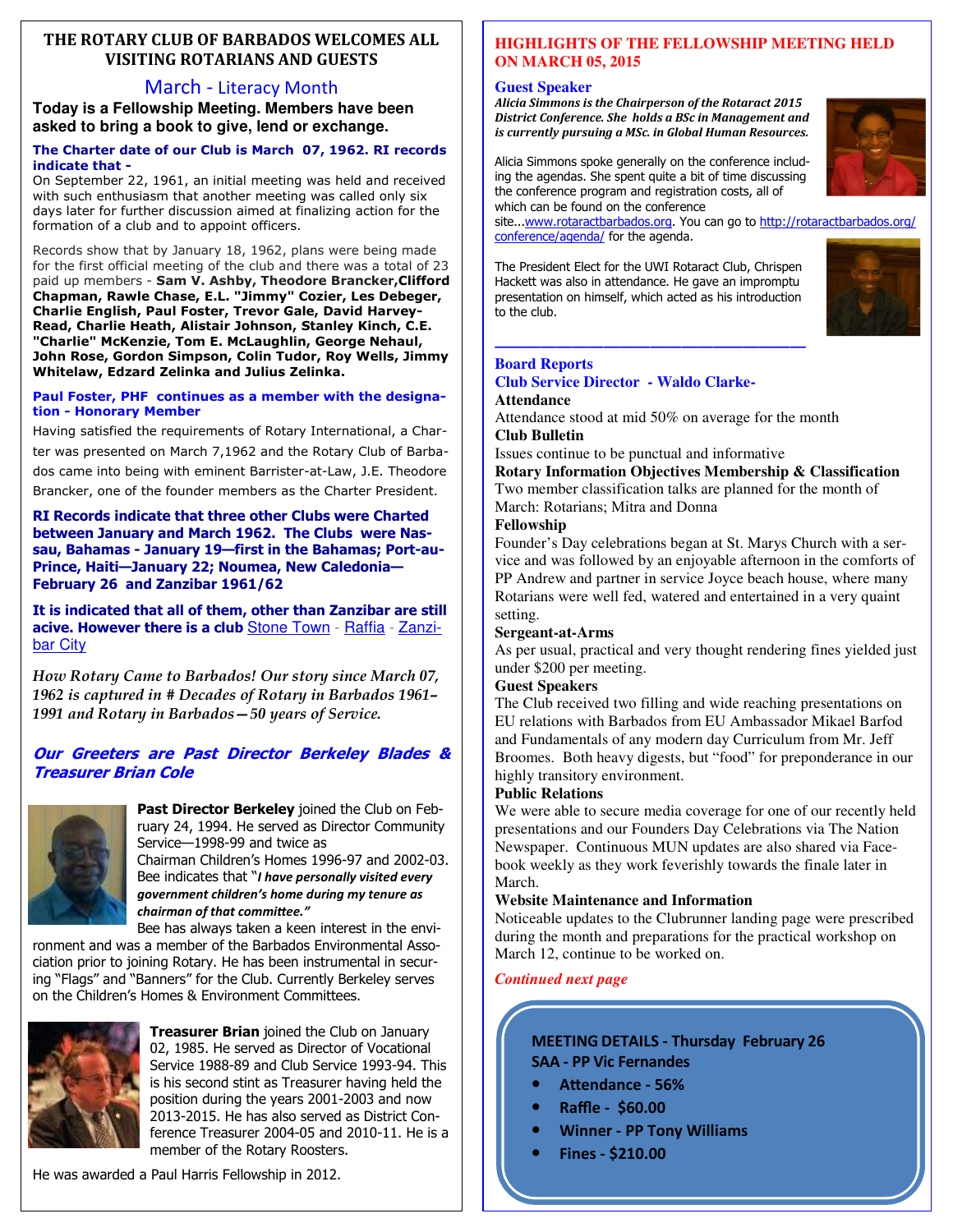## THE ROTARY CLUB OF BARBADOS WELCOMES ALL VISITING ROTARIANS AND GUESTS

### March - Literacy Month

**Today is a Fellowship Meeting. Members have been asked to bring a book to give, lend or exchange.**

**The Charter date of our Club is March 07, 1962. RI records indicate that -**

On September 22, 1961, an initial meeting was held and received with such enthusiasm that another meeting was called only six days later for further discussion aimed at finalizing action for the formation of a club and to appoint officers.

Records show that by January 18, 1962, plans were being made for the first official meeting of the club and there was a total of 23 paid up members - **Sam V. Ashby, Theodore Brancker, Clifford Chapman, Rawle Chase, E.L. "Jimmy" Cozier, Les Debeger, Charlie English, Paul Foster, Trevor Gale, David Harvey-Read, Charlie Heath, Alistair Johnson, Stanley Kinch, C.E. "Charlie" McKenzie, Tom E. McLaughlin, George Nehaul, John Rose, Gordon Simpson, Colin Tudor, Roy Wells, Jimmy Whitelaw, Edzard Zelinka and Julius Zelinka.**

**Paul Foster, PHF continues as a member with the designation - Honorary Member**

Having satisfied the requirements of Rotary International, a Charter was presented on March 7,1962 and the Rotary Club of Barbados came into being with eminent Barrister-at-Law, J.E. Theodore Brancker, one of the founder members as the Charter President.

**RI Records indicate that three other Clubs were Charted between January and March 1962. The Clubs were Nassau, Bahamas - January 19—first in the Bahamas; Port-au-Prince, Haiti—January 22; Noumea, New Caledonia—February 26 and Zanzibar 1961/62**

**It is indicated that all of them, other than Zanzibar are still acive. However there is a club** Stone Town - Raffia - Zanzibar City

*How Rotary Came to Barbados! Our story since March 07, 1962 is captured in # Decades of Rotary in Barbados 1961–1991 and Rotary in Barbados—50 years of Service.*

### *Our Greeters are Past Director Berkeley Blades & Treasurer Brian Cole*

**Past Director Berkeley** joined the Club on February 24, 1994. He served as Director Community Service—1998-99 and twice as Chairman Children's Homes 1996-97 and 2002-03. Bee indicates that "***I have personally visited every government children's home during my tenure as chairman of that committee."***

Bee has always taken a keen interest in the environment and was a member of the Barbados Environmental Association prior to joining Rotary. He has been instrumental in securing "Flags" and "Banners" for the Club. Currently Berkeley serves on the Children's Homes & Environment Committees.

**Treasurer Brian** joined the Club on January 02, 1985. He served as Director of Vocational Service 1988-89 and Club Service 1993-94. This is his second stint as Treasurer having held the position during the years 2001-2003 and now 2013-2015. He has also served as District Conference Treasurer 2004-05 and 2010-11. He is a member of the Rotary Roosters.

He was awarded a Paul Harris Fellowship in 2012.

## HIGHLIGHTS OF THE FELLOWSHIP MEETING HELD ON MARCH 05, 2015

### Guest Speaker

***Alicia Simmons is the Chairperson of the Rotaract 2015 District Conference. She holds a BSc in Management and is currently pursuing a MSc. in Global Human Resources.***

Alicia Simmons spoke generally on the conference including the agendas. She spent quite a bit of time discussing the conference program and registration costs, all of which can be found on the conference site...www.rotaractbarbados.org. You can go to http://rotaractbarbados.org/conference/agenda/ for the agenda.

The President Elect for the UWI Rotaract Club, Chrispen Hackett was also in attendance. He gave an impromptu presentation on himself, which acted as his introduction to the club.

---

### Board Reports

### Club Service Director - Waldo Clarke-

**Attendance**

Attendance stood at mid 50% on average for the month

**Club Bulletin**

Issues continue to be punctual and informative

**Rotary Information Objectives Membership & Classification**

Two member classification talks are planned for the month of March: Rotarians; Mitra and Donna

**Fellowship**

Founder's Day celebrations began at St. Marys Church with a service and was followed by an enjoyable afternoon in the comforts of PP Andrew and partner in service Joyce beach house, where many Rotarians were well fed, watered and entertained in a very quaint setting.

**Sergeant-at-Arms**

As per usual, practical and very thought rendering fines yielded just under $200 per meeting.

**Guest Speakers**

The Club received two filling and wide reaching presentations on EU relations with Barbados from EU Ambassador Mikael Barfod and Fundamentals of any modern day Curriculum from Mr. Jeff Broomes. Both heavy digests, but "food" for preponderance in our highly transitory environment.

**Public Relations**

We were able to secure media coverage for one of our recently held presentations and our Founders Day Celebrations via The Nation Newspaper. Continuous MUN updates are also shared via Facebook weekly as they work feverishly towards the finale later in March.

**Website Maintenance and Information**

Noticeable updates to the Clubrunner landing page were prescribed during the month and preparations for the practical workshop on March 12, continue to be worked on.

*Continued next page*

**MEETING DETAILS - Thursday February 26**
**SAA - PP Vic Fernandes**

- **Attendance - 56%**
- **Raffle - $60.00**
- **Winner - PP Tony Williams**
- **Fines - $210.00**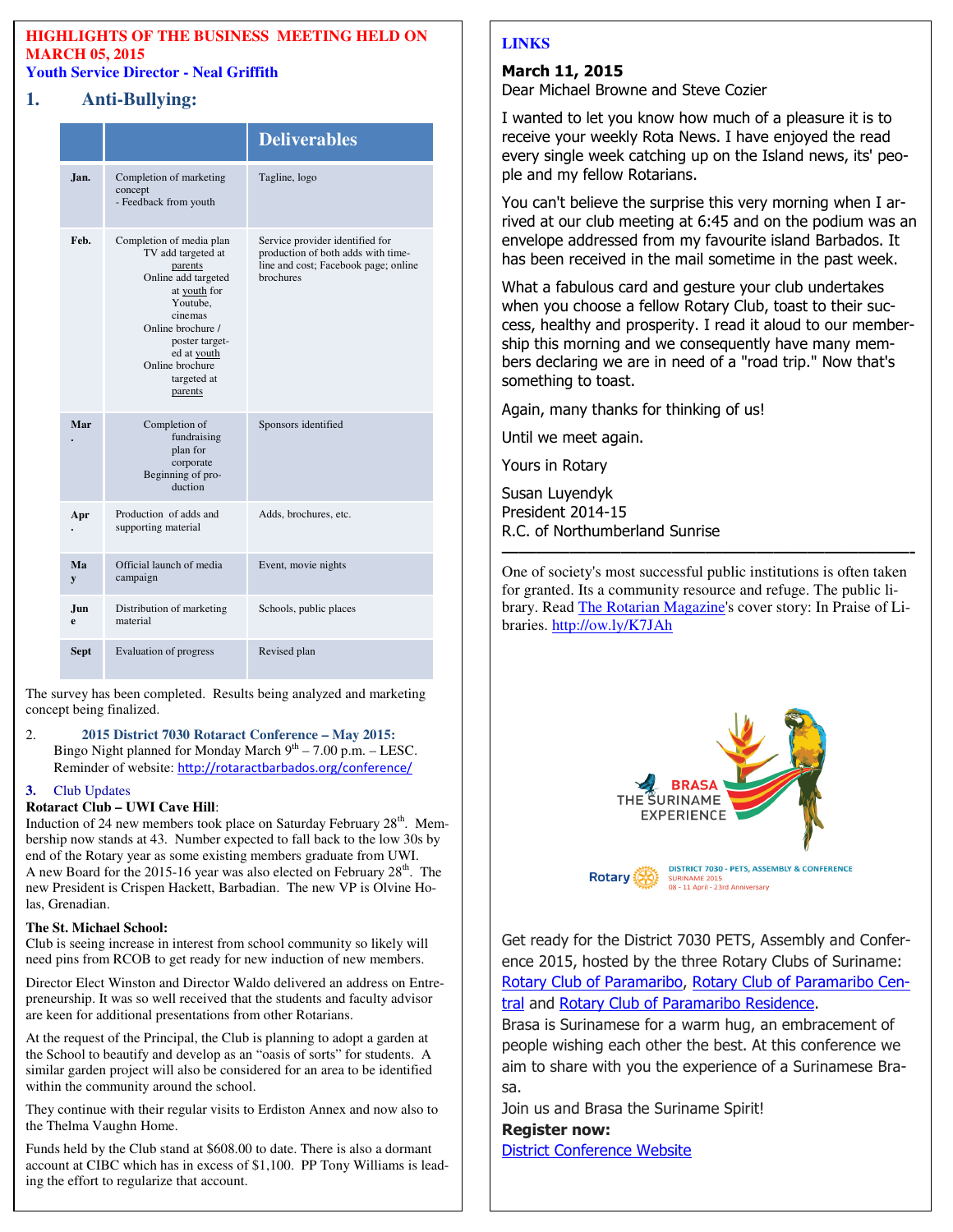**HIGHLIGHTS OF THE BUSINESS MEETING HELD ON MARCH 05, 2015**

**Youth Service Director - Neal Griffith**

## 1. Anti-Bullying:

| | | Deliverables |
|---|---|---|
| Jan. | Completion of marketing concept - Feedback from youth | Tagline, logo |
| Feb. | Completion of media plan TV add targeted at parents Online add targeted at youth for Youtube, cinemas Online brochure / poster targeted at youth Online brochure targeted at parents | Service provider identified for production of both adds with timeline and cost; Facebook page; online brochures |
| Mar. | Completion of fundraising plan for corporate Beginning of production | Sponsors identified |
| Apr. | Production of adds and supporting material | Adds, brochures, etc. |
| May | Official launch of media campaign | Event, movie nights |
| June | Distribution of marketing material | Schools, public places |
| Sept | Evaluation of progress | Revised plan |

The survey has been completed. Results being analyzed and marketing concept being finalized.

2. **2015 District 7030 Rotaract Conference – May 2015:** Bingo Night planned for Monday March 9th – 7.00 p.m. – LESC. Reminder of website: http://rotaractbarbados.org/conference/

3. Club Updates

**Rotaract Club – UWI Cave Hill**:

Induction of 24 new members took place on Saturday February 28th. Membership now stands at 43. Number expected to fall back to the low 30s by end of the Rotary year as some existing members graduate from UWI. A new Board for the 2015-16 year was also elected on February 28th. The new President is Crispen Hackett, Barbadian. The new VP is Olvine Holas, Grenadian.

**The St. Michael School:**

Club is seeing increase in interest from school community so likely will need pins from RCOB to get ready for new induction of new members.

Director Elect Winston and Director Waldo delivered an address on Entrepreneurship. It was so well received that the students and faculty advisor are keen for additional presentations from other Rotarians.

At the request of the Principal, the Club is planning to adopt a garden at the School to beautify and develop as an "oasis of sorts" for students. A similar garden project will also be considered for an area to be identified within the community around the school.

They continue with their regular visits to Erdiston Annex and now also to the Thelma Vaughn Home.

Funds held by the Club stand at $608.00 to date. There is also a dormant account at CIBC which has in excess of $1,100. PP Tony Williams is leading the effort to regularize that account.

**LINKS**

**March 11, 2015**

Dear Michael Browne and Steve Cozier

I wanted to let you know how much of a pleasure it is to receive your weekly Rota News. I have enjoyed the read every single week catching up on the Island news, its' people and my fellow Rotarians.

You can't believe the surprise this very morning when I arrived at our club meeting at 6:45 and on the podium was an envelope addressed from my favourite island Barbados. It has been received in the mail sometime in the past week.

What a fabulous card and gesture your club undertakes when you choose a fellow Rotary Club, toast to their success, healthy and prosperity. I read it aloud to our membership this morning and we consequently have many members declaring we are in need of a "road trip." Now that's something to toast.

Again, many thanks for thinking of us!

Until we meet again.

Yours in Rotary

Susan Luyendyk
President 2014-15
R.C. of Northumberland Sunrise

---

One of society's most successful public institutions is often taken for granted. Its a community resource and refuge. The public library. Read The Rotarian Magazine's cover story: In Praise of Libraries. http://ow.ly/K7JAh

BRASA THE SURINAME EXPERIENCE

Rotary — DISTRICT 7030 - PETS, ASSEMBLY & CONFERENCE SURINAME 2015 08 - 11 April - 23rd Anniversary

Get ready for the District 7030 PETS, Assembly and Conference 2015, hosted by the three Rotary Clubs of Suriname: Rotary Club of Paramaribo, Rotary Club of Paramaribo Central and Rotary Club of Paramaribo Residence.

Brasa is Surinamese for a warm hug, an embracement of people wishing each other the best. At this conference we aim to share with you the experience of a Surinamese Brasa.

Join us and Brasa the Suriname Spirit!

**Register now:**

District Conference Website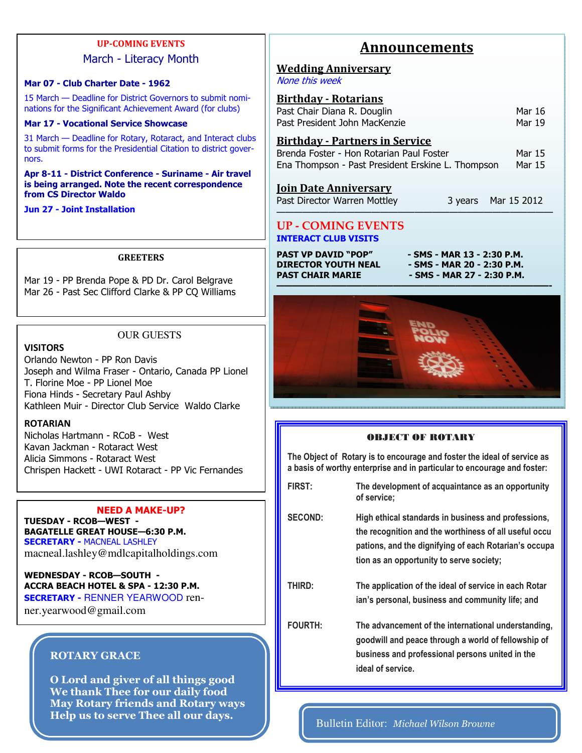**UP-COMING EVENTS**

March - Literacy Month

**Mar 07 - Club Charter Date - 1962**

15 March — Deadline for District Governors to submit nominations for the Significant Achievement Award (for clubs)

**Mar 17 - Vocational Service Showcase**

31 March — Deadline for Rotary, Rotaract, and Interact clubs to submit forms for the Presidential Citation to district governors.

**Apr 8-11 - District Conference - Suriname - Air travel is being arranged. Note the recent correspondence from CS Director Waldo**

**Jun 27 - Joint Installation**

**GREETERS**

Mar 19 - PP Brenda Pope & PD Dr. Carol Belgrave
Mar 26 - Past Sec Clifford Clarke & PP CQ Williams

OUR GUESTS

**VISITORS**

Orlando Newton - PP Ron Davis
Joseph and Wilma Fraser - Ontario, Canada PP Lionel
T. Florine Moe - PP Lionel Moe
Fiona Hinds - Secretary Paul Ashby
Kathleen Muir - Director Club Service Waldo Clarke

**ROTARIAN**

Nicholas Hartmann - RCoB - West
Kavan Jackman - Rotaract West
Alicia Simmons - Rotaract West
Chrispen Hackett - UWI Rotaract - PP Vic Fernandes

**NEED A MAKE-UP?**

**TUESDAY - RCOB—WEST -**
**BAGATELLE GREAT HOUSE—6:30 P.M.**
**SECRETARY -** MACNEAL LASHLEY
macneal.lashley@mdlcapitalholdings.com

**WEDNESDAY - RCOB—SOUTH -**
**ACCRA BEACH HOTEL & SPA - 12:30 P.M.**
**SECRETARY -** RENNER YEARWOOD renner.yearwood@gmail.com

**ROTARY GRACE**

**O Lord and giver of all things good**
**We thank Thee for our daily food**
**May Rotary friends and Rotary ways**
**Help us to serve Thee all our days.**

# Announcements

## Wedding Anniversary

*None this week*

## Birthday - Rotarians

| | |
|---|---|
| Past Chair Diana R. Douglin | Mar 16 |
| Past President John MacKenzie | Mar 19 |

## Birthday - Partners in Service

| | |
|---|---|
| Brenda Foster - Hon Rotarian Paul Foster | Mar 15 |
| Ena Thompson - Past President Erskine L. Thompson | Mar 15 |

## Join Date Anniversary

| | | |
|---|---|---|
| Past Director Warren Mottley | 3 years | Mar 15 2012 |

## UP - COMING EVENTS

**INTERACT CLUB VISITS**

| | |
|---|---|
| **PAST VP DAVID "POP"** | **- SMS - MAR 13 - 2:30 P.M.** |
| **DIRECTOR YOUTH NEAL** | **- SMS - MAR 20 - 2:30 P.M.** |
| **PAST CHAIR MARIE** | **- SMS - MAR 27 - 2:30 P.M.** |

**OBJECT OF ROTARY**

**The Object of Rotary is to encourage and foster the ideal of service as a basis of worthy enterprise and in particular to encourage and foster:**

**FIRST:** The development of acquaintance as an opportunity of service;

**SECOND:** High ethical standards in business and professions, the recognition and the worthiness of all useful occupations, and the dignifying of each Rotarian's occupation as an opportunity to serve society;

**THIRD:** The application of the ideal of service in each Rotarian's personal, business and community life; and

**FOURTH:** The advancement of the international understanding, goodwill and peace through a world of fellowship of business and professional persons united in the ideal of service.

Bulletin Editor: *Michael Wilson Browne*